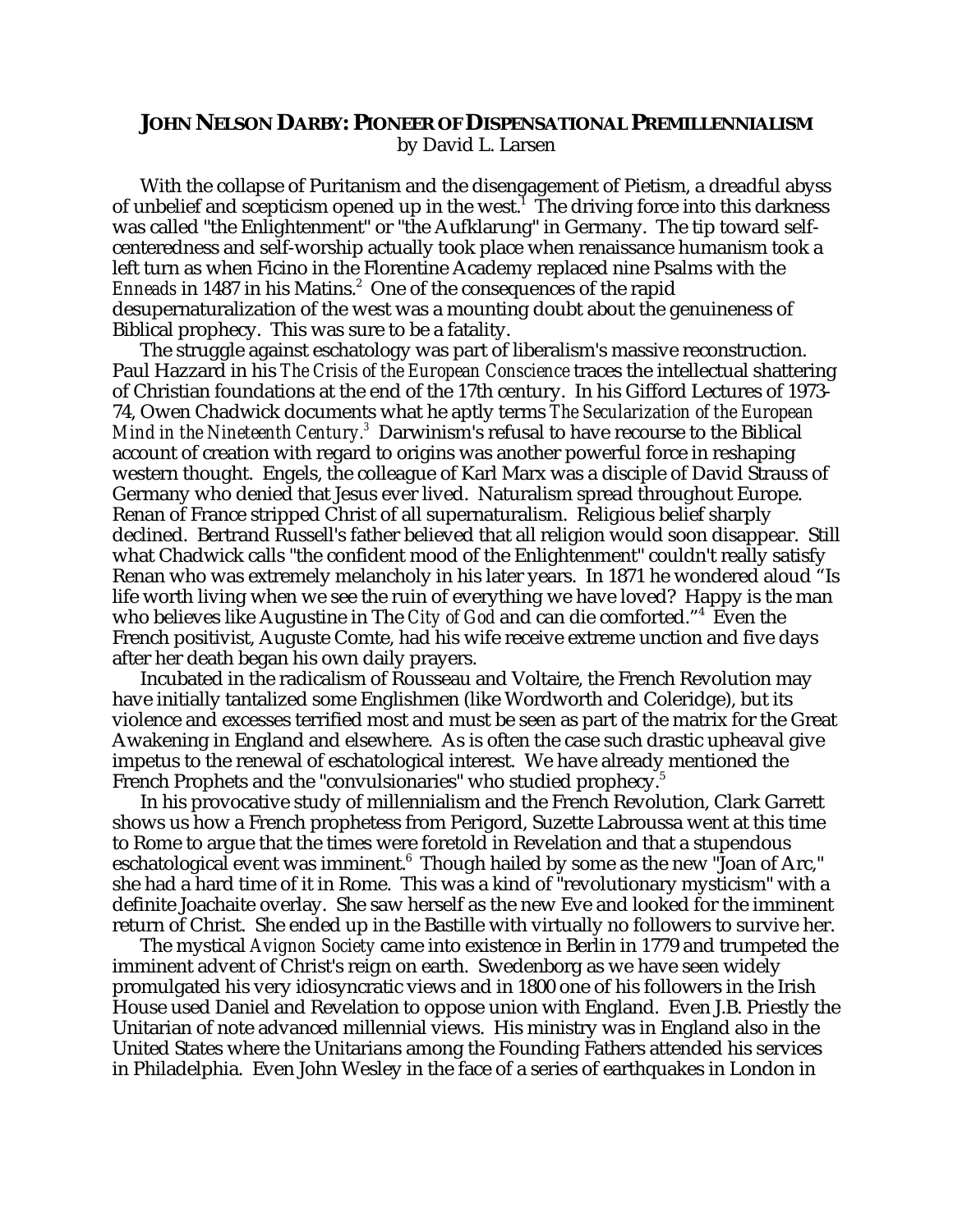# JOHN NELSON DARBY: PIONEER OF DISPENSATIONAL PREMILLENNIALISM

by David L. Larsen

With the collapse of Puritanism and the disengagement of Pietism, a dreadful abyss of unbelief and scepticism opened up in the west.[1] The driving force into this darkness was called "the Enlightenment" or "the Aufklarung" in Germany. The tip toward self-centeredness and self-worship actually took place when renaissance humanism took a left turn as when Ficino in the Florentine Academy replaced nine Psalms with the *Enneads* in 1487 in his Matins.[2] One of the consequences of the rapid desupernaturalization of the west was a mounting doubt about the genuineness of Biblical prophecy. This was sure to be a fatality.

The struggle against eschatology was part of liberalism's massive reconstruction. Paul Hazzard in his *The Crisis of the European Conscience* traces the intellectual shattering of Christian foundations at the end of the 17th century. In his Gifford Lectures of 1973-74, Owen Chadwick documents what he aptly terms *The Secularization of the European Mind in the Nineteenth Century.*[3] Darwinism's refusal to have recourse to the Biblical account of creation with regard to origins was another powerful force in reshaping western thought. Engels, the colleague of Karl Marx was a disciple of David Strauss of Germany who denied that Jesus ever lived. Naturalism spread throughout Europe. Renan of France stripped Christ of all supernaturalism. Religious belief sharply declined. Bertrand Russell's father believed that all religion would soon disappear. Still what Chadwick calls "the confident mood of the Enlightenment" couldn't really satisfy Renan who was extremely melancholy in his later years. In 1871 he wondered aloud "Is life worth living when we see the ruin of everything we have loved? Happy is the man who believes like Augustine in The *City of God* and can die comforted."[4] Even the French positivist, Auguste Comte, had his wife receive extreme unction and five days after her death began his own daily prayers.

Incubated in the radicalism of Rousseau and Voltaire, the French Revolution may have initially tantalized some Englishmen (like Wordworth and Coleridge), but its violence and excesses terrified most and must be seen as part of the matrix for the Great Awakening in England and elsewhere. As is often the case such drastic upheaval give impetus to the renewal of eschatological interest. We have already mentioned the French Prophets and the "convulsionaries" who studied prophecy.[5]

In his provocative study of millennialism and the French Revolution, Clark Garrett shows us how a French prophetess from Perigord, Suzette Labroussa went at this time to Rome to argue that the times were foretold in Revelation and that a stupendous eschatological event was imminent.[6] Though hailed by some as the new "Joan of Arc," she had a hard time of it in Rome. This was a kind of "revolutionary mysticism" with a definite Joachaite overlay. She saw herself as the new Eve and looked for the imminent return of Christ. She ended up in the Bastille with virtually no followers to survive her.

The mystical *Avignon Society* came into existence in Berlin in 1779 and trumpeted the imminent advent of Christ's reign on earth. Swedenborg as we have seen widely promulgated his very idiosyncratic views and in 1800 one of his followers in the Irish House used Daniel and Revelation to oppose union with England. Even J.B. Priestly the Unitarian of note advanced millennial views. His ministry was in England also in the United States where the Unitarians among the Founding Fathers attended his services in Philadelphia. Even John Wesley in the face of a series of earthquakes in London in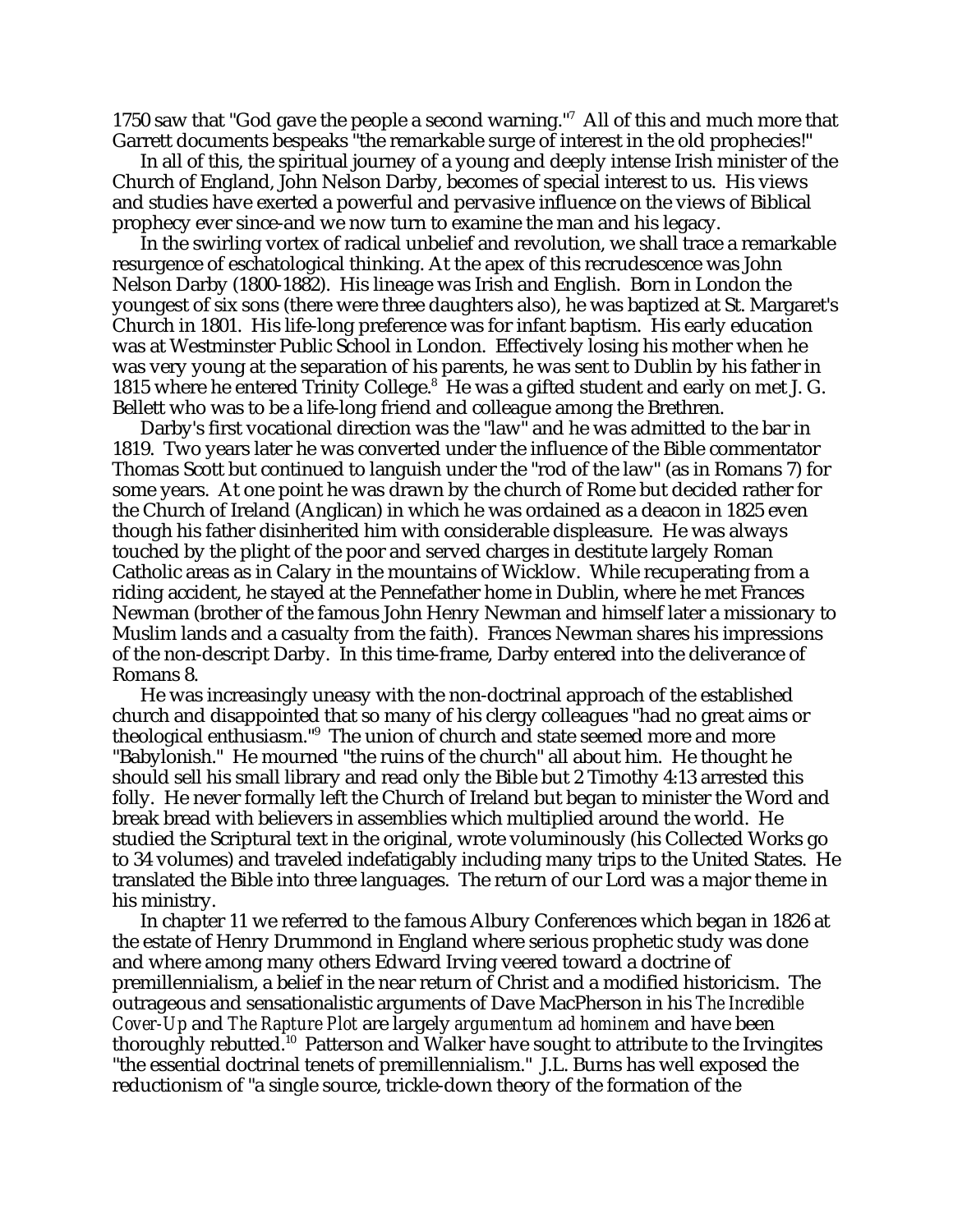1750 saw that "God gave the people a second warning."[7] All of this and much more that Garrett documents bespeaks "the remarkable surge of interest in the old prophecies!"

In all of this, the spiritual journey of a young and deeply intense Irish minister of the Church of England, John Nelson Darby, becomes of special interest to us. His views and studies have exerted a powerful and pervasive influence on the views of Biblical prophecy ever since-and we now turn to examine the man and his legacy.

In the swirling vortex of radical unbelief and revolution, we shall trace a remarkable resurgence of eschatological thinking. At the apex of this recrudescence was John Nelson Darby (1800-1882). His lineage was Irish and English. Born in London the youngest of six sons (there were three daughters also), he was baptized at St. Margaret's Church in 1801. His life-long preference was for infant baptism. His early education was at Westminster Public School in London. Effectively losing his mother when he was very young at the separation of his parents, he was sent to Dublin by his father in 1815 where he entered Trinity College.[8] He was a gifted student and early on met J. G. Bellett who was to be a life-long friend and colleague among the Brethren.

Darby's first vocational direction was the "law" and he was admitted to the bar in 1819. Two years later he was converted under the influence of the Bible commentator Thomas Scott but continued to languish under the "rod of the law" (as in Romans 7) for some years. At one point he was drawn by the church of Rome but decided rather for the Church of Ireland (Anglican) in which he was ordained as a deacon in 1825 even though his father disinherited him with considerable displeasure. He was always touched by the plight of the poor and served charges in destitute largely Roman Catholic areas as in Calary in the mountains of Wicklow. While recuperating from a riding accident, he stayed at the Pennefather home in Dublin, where he met Frances Newman (brother of the famous John Henry Newman and himself later a missionary to Muslim lands and a casualty from the faith). Frances Newman shares his impressions of the non-descript Darby. In this time-frame, Darby entered into the deliverance of Romans 8.

He was increasingly uneasy with the non-doctrinal approach of the established church and disappointed that so many of his clergy colleagues "had no great aims or theological enthusiasm."[9] The union of church and state seemed more and more "Babylonish." He mourned "the ruins of the church" all about him. He thought he should sell his small library and read only the Bible but 2 Timothy 4:13 arrested this folly. He never formally left the Church of Ireland but began to minister the Word and break bread with believers in assemblies which multiplied around the world. He studied the Scriptural text in the original, wrote voluminously (his Collected Works go to 34 volumes) and traveled indefatigably including many trips to the United States. He translated the Bible into three languages. The return of our Lord was a major theme in his ministry.

In chapter 11 we referred to the famous Albury Conferences which began in 1826 at the estate of Henry Drummond in England where serious prophetic study was done and where among many others Edward Irving veered toward a doctrine of premillennialism, a belief in the near return of Christ and a modified historicism. The outrageous and sensationalistic arguments of Dave MacPherson in his *The Incredible Cover-Up* and *The Rapture Plot* are largely *argumentum ad hominem* and have been thoroughly rebutted.[10] Patterson and Walker have sought to attribute to the Irvingites "the essential doctrinal tenets of premillennialism." J.L. Burns has well exposed the reductionism of "a single source, trickle-down theory of the formation of the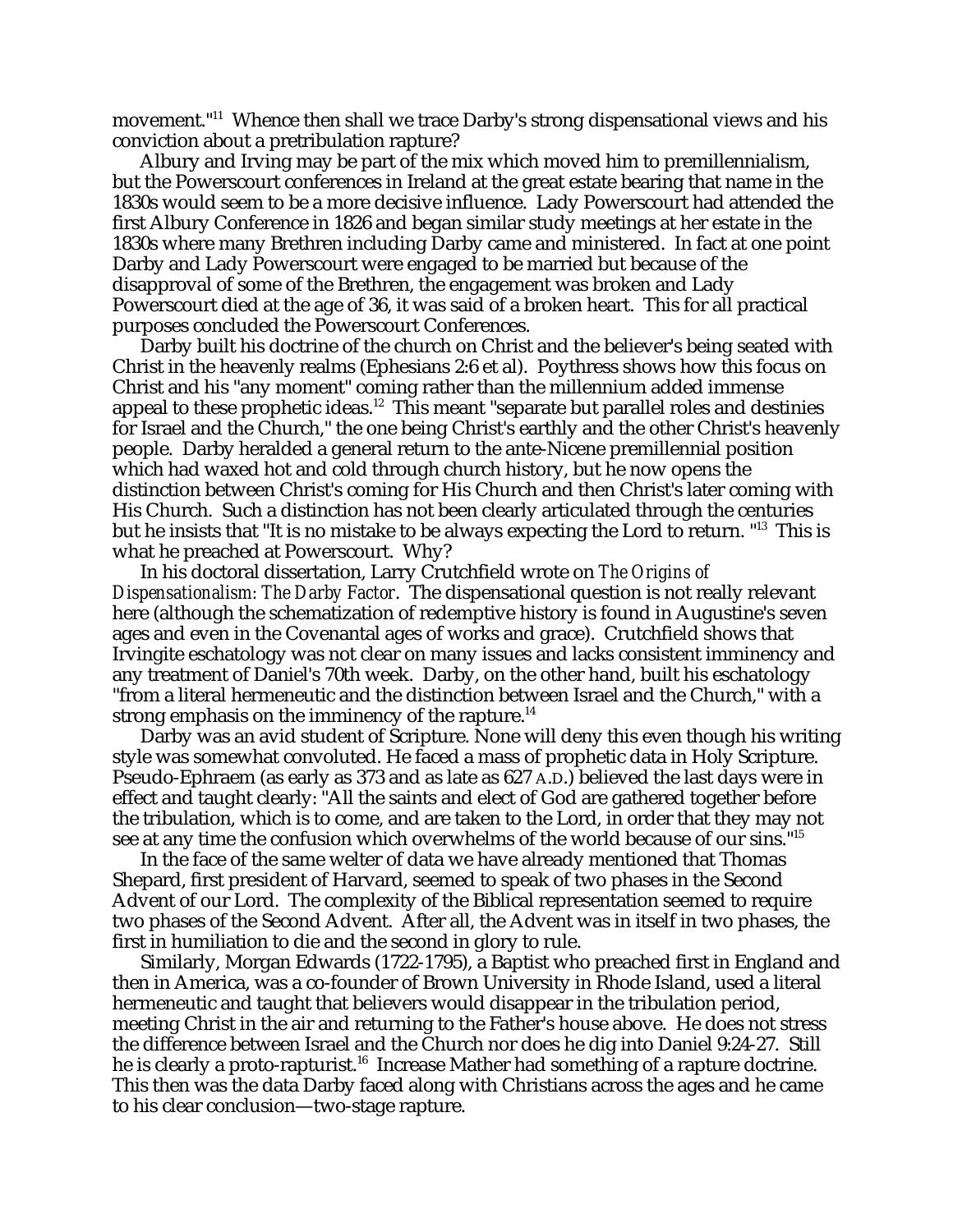movement."[11] Whence then shall we trace Darby's strong dispensational views and his conviction about a pretribulation rapture?

Albury and Irving may be part of the mix which moved him to premillennialism, but the Powerscourt conferences in Ireland at the great estate bearing that name in the 1830s would seem to be a more decisive influence. Lady Powerscourt had attended the first Albury Conference in 1826 and began similar study meetings at her estate in the 1830s where many Brethren including Darby came and ministered. In fact at one point Darby and Lady Powerscourt were engaged to be married but because of the disapproval of some of the Brethren, the engagement was broken and Lady Powerscourt died at the age of 36, it was said of a broken heart. This for all practical purposes concluded the Powerscourt Conferences.

Darby built his doctrine of the church on Christ and the believer's being seated with Christ in the heavenly realms (Ephesians 2:6 et al). Poythress shows how this focus on Christ and his "any moment" coming rather than the millennium added immense appeal to these prophetic ideas.[12] This meant "separate but parallel roles and destinies for Israel and the Church," the one being Christ's earthly and the other Christ's heavenly people. Darby heralded a general return to the ante-Nicene premillennial position which had waxed hot and cold through church history, but he now opens the distinction between Christ's coming for His Church and then Christ's later coming with His Church. Such a distinction has not been clearly articulated through the centuries but he insists that "It is no mistake to be always expecting the Lord to return. "[13] This is what he preached at Powerscourt. Why?

In his doctoral dissertation, Larry Crutchfield wrote on *The Origins of Dispensationalism: The Darby Factor*. The dispensational question is not really relevant here (although the schematization of redemptive history is found in Augustine's seven ages and even in the Covenantal ages of works and grace). Crutchfield shows that Irvingite eschatology was not clear on many issues and lacks consistent imminency and any treatment of Daniel's 70th week. Darby, on the other hand, built his eschatology "from a literal hermeneutic and the distinction between Israel and the Church," with a strong emphasis on the imminency of the rapture.[14]

Darby was an avid student of Scripture. None will deny this even though his writing style was somewhat convoluted. He faced a mass of prophetic data in Holy Scripture. Pseudo-Ephraem (as early as 373 and as late as 627 A.D.) believed the last days were in effect and taught clearly: "All the saints and elect of God are gathered together before the tribulation, which is to come, and are taken to the Lord, in order that they may not see at any time the confusion which overwhelms of the world because of our sins."[15]

In the face of the same welter of data we have already mentioned that Thomas Shepard, first president of Harvard, seemed to speak of two phases in the Second Advent of our Lord. The complexity of the Biblical representation seemed to require two phases of the Second Advent. After all, the Advent was in itself in two phases, the first in humiliation to die and the second in glory to rule.

Similarly, Morgan Edwards (1722-1795), a Baptist who preached first in England and then in America, was a co-founder of Brown University in Rhode Island, used a literal hermeneutic and taught that believers would disappear in the tribulation period, meeting Christ in the air and returning to the Father's house above. He does not stress the difference between Israel and the Church nor does he dig into Daniel 9:24-27. Still he is clearly a proto-rapturist.[16] Increase Mather had something of a rapture doctrine. This then was the data Darby faced along with Christians across the ages and he came to his clear conclusion—two-stage rapture.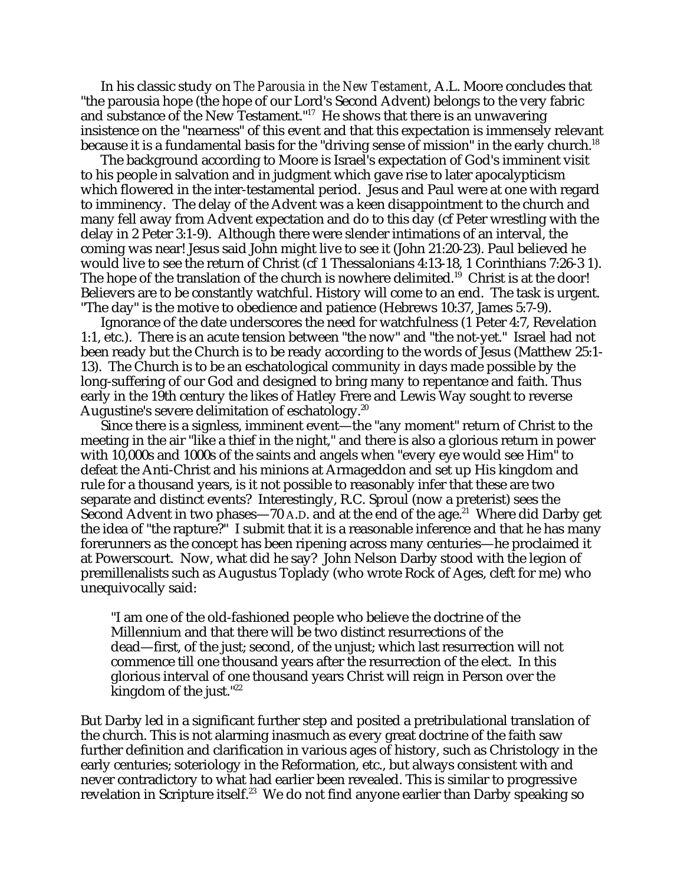In his classic study on *The Parousia in the New Testament*, A.L. Moore concludes that "the parousia hope (the hope of our Lord's Second Advent) belongs to the very fabric and substance of the New Testament."[17] He shows that there is an unwavering insistence on the "nearness" of this event and that this expectation is immensely relevant because it is a fundamental basis for the "driving sense of mission" in the early church.[18]

The background according to Moore is Israel's expectation of God's imminent visit to his people in salvation and in judgment which gave rise to later apocalypticism which flowered in the inter-testamental period. Jesus and Paul were at one with regard to imminency. The delay of the Advent was a keen disappointment to the church and many fell away from Advent expectation and do to this day (cf Peter wrestling with the delay in 2 Peter 3:1-9). Although there were slender intimations of an interval, the coming was near! Jesus said John might live to see it (John 21:20-23). Paul believed he would live to see the return of Christ (cf 1 Thessalonians 4:13-18, 1 Corinthians 7:26-3 1). The hope of the translation of the church is nowhere delimited.[19] Christ is at the door! Believers are to be constantly watchful. History will come to an end. The task is urgent. "The day" is the motive to obedience and patience (Hebrews 10:37, James 5:7-9).

Ignorance of the date underscores the need for watchfulness (1 Peter 4:7, Revelation 1:1, etc.). There is an acute tension between "the now" and "the not-yet." Israel had not been ready but the Church is to be ready according to the words of Jesus (Matthew 25:1-13). The Church is to be an eschatological community in days made possible by the long-suffering of our God and designed to bring many to repentance and faith. Thus early in the 19th century the likes of Hatley Frere and Lewis Way sought to reverse Augustine's severe delimitation of eschatology.[20]

Since there is a signless, imminent event—the "any moment" return of Christ to the meeting in the air "like a thief in the night," and there is also a glorious return in power with 10,000s and 1000s of the saints and angels when "every eye would see Him" to defeat the Anti-Christ and his minions at Armageddon and set up His kingdom and rule for a thousand years, is it not possible to reasonably infer that these are two separate and distinct events? Interestingly, R.C. Sproul (now a preterist) sees the Second Advent in two phases—70 A.D. and at the end of the age.[21] Where did Darby get the idea of "the rapture?" I submit that it is a reasonable inference and that he has many forerunners as the concept has been ripening across many centuries—he proclaimed it at Powerscourt. Now, what did he say? John Nelson Darby stood with the legion of premillenalists such as Augustus Toplady (who wrote Rock of Ages, cleft for me) who unequivocally said:

> "I am one of the old-fashioned people who believe the doctrine of the Millennium and that there will be two distinct resurrections of the dead—first, of the just; second, of the unjust; which last resurrection will not commence till one thousand years after the resurrection of the elect. In this glorious interval of one thousand years Christ will reign in Person over the kingdom of the just."[22]

But Darby led in a significant further step and posited a pretribulational translation of the church. This is not alarming inasmuch as every great doctrine of the faith saw further definition and clarification in various ages of history, such as Christology in the early centuries; soteriology in the Reformation, etc., but always consistent with and never contradictory to what had earlier been revealed. This is similar to progressive revelation in Scripture itself.[23] We do not find anyone earlier than Darby speaking so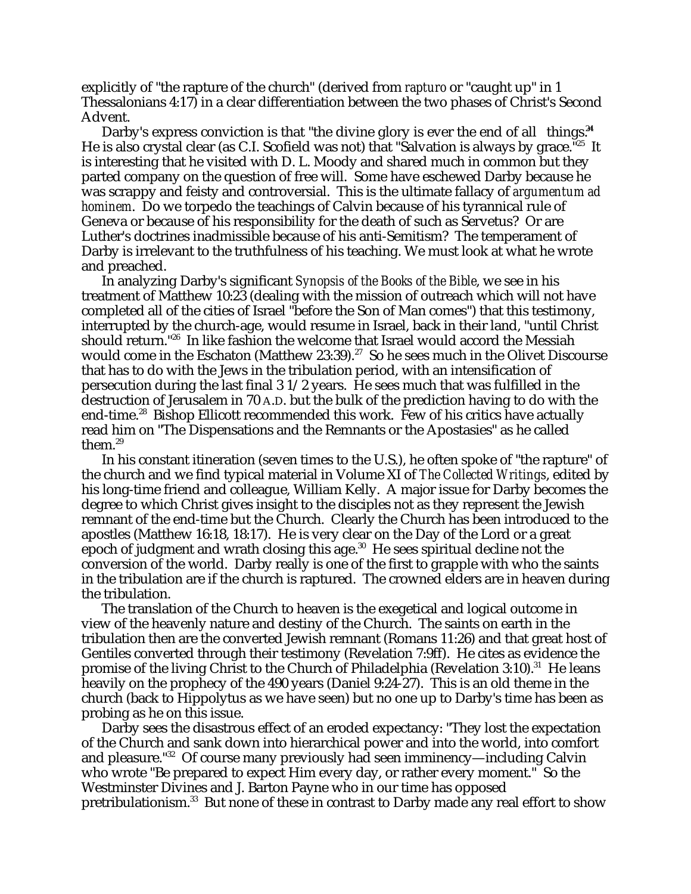explicitly of "the rapture of the church" (derived from *rapturo* or "caught up" in 1 Thessalonians 4:17) in a clear differentiation between the two phases of Christ's Second Advent.

Darby's express conviction is that "the divine glory is ever the end of all things."[24] He is also crystal clear (as C.I. Scofield was not) that "Salvation is always by grace."[25] It is interesting that he visited with D. L. Moody and shared much in common but they parted company on the question of free will. Some have eschewed Darby because he was scrappy and feisty and controversial. This is the ultimate fallacy of *argumentum ad hominem*. Do we torpedo the teachings of Calvin because of his tyrannical rule of Geneva or because of his responsibility for the death of such as Servetus? Or are Luther's doctrines inadmissible because of his anti-Semitism? The temperament of Darby is irrelevant to the truthfulness of his teaching. We must look at what he wrote and preached.

In analyzing Darby's significant *Synopsis of the Books of the Bible*, we see in his treatment of Matthew 10:23 (dealing with the mission of outreach which will not have completed all of the cities of Israel "before the Son of Man comes") that this testimony, interrupted by the church-age, would resume in Israel, back in their land, "until Christ should return."[26] In like fashion the welcome that Israel would accord the Messiah would come in the Eschaton (Matthew 23:39).[27] So he sees much in the Olivet Discourse that has to do with the Jews in the tribulation period, with an intensification of persecution during the last final 3 1/2 years. He sees much that was fulfilled in the destruction of Jerusalem in 70 A.D. but the bulk of the prediction having to do with the end-time.[28] Bishop Ellicott recommended this work. Few of his critics have actually read him on "The Dispensations and the Remnants or the Apostasies" as he called them.[29]

In his constant itineration (seven times to the U.S.), he often spoke of "the rapture" of the church and we find typical material in Volume XI of *The Collected Writings*, edited by his long-time friend and colleague, William Kelly. A major issue for Darby becomes the degree to which Christ gives insight to the disciples not as they represent the Jewish remnant of the end-time but the Church. Clearly the Church has been introduced to the apostles (Matthew 16:18, 18:17). He is very clear on the Day of the Lord or a great epoch of judgment and wrath closing this age.[30] He sees spiritual decline not the conversion of the world. Darby really is one of the first to grapple with who the saints in the tribulation are if the church is raptured. The crowned elders are in heaven during the tribulation.

The translation of the Church to heaven is the exegetical and logical outcome in view of the heavenly nature and destiny of the Church. The saints on earth in the tribulation then are the converted Jewish remnant (Romans 11:26) and that great host of Gentiles converted through their testimony (Revelation 7:9ff). He cites as evidence the promise of the living Christ to the Church of Philadelphia (Revelation 3:10).[31] He leans heavily on the prophecy of the 490 years (Daniel 9:24-27). This is an old theme in the church (back to Hippolytus as we have seen) but no one up to Darby's time has been as probing as he on this issue.

Darby sees the disastrous effect of an eroded expectancy: "They lost the expectation of the Church and sank down into hierarchical power and into the world, into comfort and pleasure."[32] Of course many previously had seen imminency—including Calvin who wrote "Be prepared to expect Him every day, or rather every moment." So the Westminster Divines and J. Barton Payne who in our time has opposed pretribulationism.[33] But none of these in contrast to Darby made any real effort to show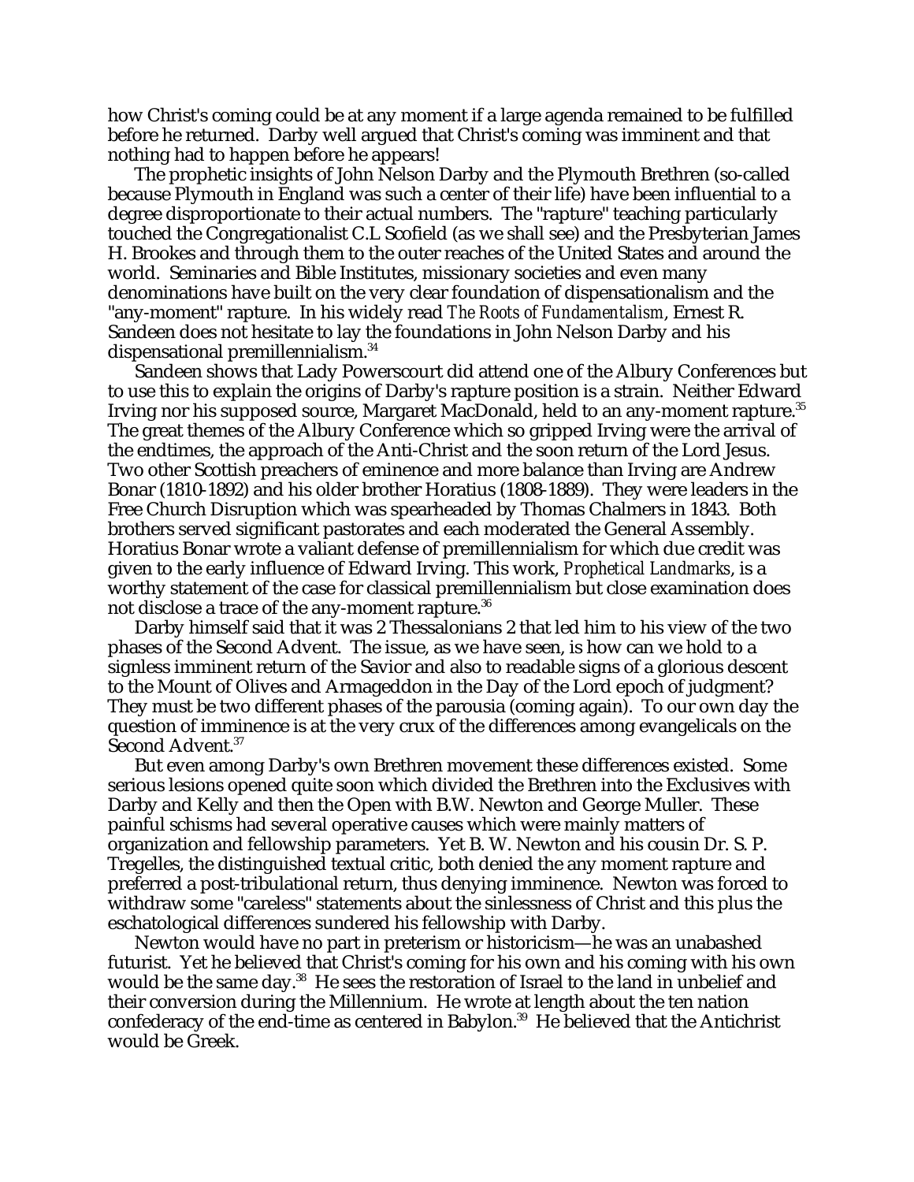how Christ's coming could be at any moment if a large agenda remained to be fulfilled before he returned. Darby well argued that Christ's coming was imminent and that nothing had to happen before he appears!

The prophetic insights of John Nelson Darby and the Plymouth Brethren (so-called because Plymouth in England was such a center of their life) have been influential to a degree disproportionate to their actual numbers. The "rapture" teaching particularly touched the Congregationalist C.L Scofield (as we shall see) and the Presbyterian James H. Brookes and through them to the outer reaches of the United States and around the world. Seminaries and Bible Institutes, missionary societies and even many denominations have built on the very clear foundation of dispensationalism and the "any-moment" rapture. In his widely read *The Roots of Fundamentalism*, Ernest R. Sandeen does not hesitate to lay the foundations in John Nelson Darby and his dispensational premillennialism.[34]

Sandeen shows that Lady Powerscourt did attend one of the Albury Conferences but to use this to explain the origins of Darby's rapture position is a strain. Neither Edward Irving nor his supposed source, Margaret MacDonald, held to an any-moment rapture.[35] The great themes of the Albury Conference which so gripped Irving were the arrival of the endtimes, the approach of the Anti-Christ and the soon return of the Lord Jesus. Two other Scottish preachers of eminence and more balance than Irving are Andrew Bonar (1810-1892) and his older brother Horatius (1808-1889). They were leaders in the Free Church Disruption which was spearheaded by Thomas Chalmers in 1843. Both brothers served significant pastorates and each moderated the General Assembly. Horatius Bonar wrote a valiant defense of premillennialism for which due credit was given to the early influence of Edward Irving. This work, *Prophetical Landmarks*, is a worthy statement of the case for classical premillennialism but close examination does not disclose a trace of the any-moment rapture.[36]

Darby himself said that it was 2 Thessalonians 2 that led him to his view of the two phases of the Second Advent. The issue, as we have seen, is how can we hold to a signless imminent return of the Savior and also to readable signs of a glorious descent to the Mount of Olives and Armageddon in the Day of the Lord epoch of judgment? They must be two different phases of the parousia (coming again). To our own day the question of imminence is at the very crux of the differences among evangelicals on the Second Advent.[37]

But even among Darby's own Brethren movement these differences existed. Some serious lesions opened quite soon which divided the Brethren into the Exclusives with Darby and Kelly and then the Open with B.W. Newton and George Muller. These painful schisms had several operative causes which were mainly matters of organization and fellowship parameters. Yet B. W. Newton and his cousin Dr. S. P. Tregelles, the distinguished textual critic, both denied the any moment rapture and preferred a post-tribulational return, thus denying imminence. Newton was forced to withdraw some "careless" statements about the sinlessness of Christ and this plus the eschatological differences sundered his fellowship with Darby.

Newton would have no part in preterism or historicism—he was an unabashed futurist. Yet he believed that Christ's coming for his own and his coming with his own would be the same day.[38] He sees the restoration of Israel to the land in unbelief and their conversion during the Millennium. He wrote at length about the ten nation confederacy of the end-time as centered in Babylon.[39] He believed that the Antichrist would be Greek.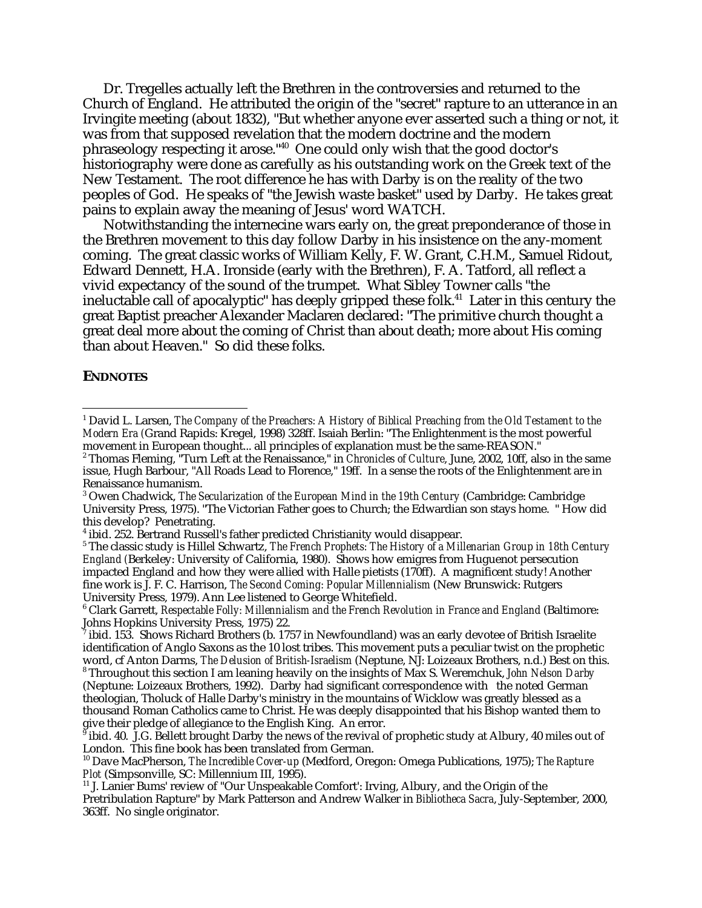Dr. Tregelles actually left the Brethren in the controversies and returned to the Church of England. He attributed the origin of the "secret" rapture to an utterance in an Irvingite meeting (about 1832), "But whether anyone ever asserted such a thing or not, it was from that supposed revelation that the modern doctrine and the modern phraseology respecting it arose."[40] One could only wish that the good doctor's historiography were done as carefully as his outstanding work on the Greek text of the New Testament. The root difference he has with Darby is on the reality of the two peoples of God. He speaks of "the Jewish waste basket" used by Darby. He takes great pains to explain away the meaning of Jesus' word WATCH.

Notwithstanding the internecine wars early on, the great preponderance of those in the Brethren movement to this day follow Darby in his insistence on the any-moment coming. The great classic works of William Kelly, F. W. Grant, C.H.M., Samuel Ridout, Edward Dennett, H.A. Ironside (early with the Brethren), F. A. Tatford, all reflect a vivid expectancy of the sound of the trumpet. What Sibley Towner calls "the ineluctable call of apocalyptic" has deeply gripped these folk.[41] Later in this century the great Baptist preacher Alexander Maclaren declared: "The primitive church thought a great deal more about the coming of Christ than about death; more about His coming than about Heaven." So did these folks.

**ENDNOTES**

[1] David L. Larsen, *The Company of the Preachers: A History of Biblical Preaching from the Old Testament to the Modern Era* (Grand Rapids: Kregel, 1998) 328ff. Isaiah Berlin: "The Enlightenment is the most powerful movement in European thought... all principles of explanation must be the same-REASON."

[2] Thomas Fleming, "Turn Left at the Renaissance," in *Chronicles of Culture*, June, 2002, 10ff, also in the same issue, Hugh Barbour, "All Roads Lead to Florence," 19ff. In a sense the roots of the Enlightenment are in Renaissance humanism.

[3] Owen Chadwick, *The Secularization of the European Mind in the 19th Century* (Cambridge: Cambridge University Press, 1975). "The Victorian Father goes to Church; the Edwardian son stays home. " How did this develop? Penetrating.

[4] ibid. 252. Bertrand Russell's father predicted Christianity would disappear.

[5] The classic study is Hillel Schwartz, *The French Prophets: The History of a Millenarian Group in 18th Century England* (Berkeley: University of California, 1980). Shows how emigres from Huguenot persecution impacted England and how they were allied with Halle pietists (170ff). A magnificent study! Another fine work is J. F. C. Harrison, *The Second Coming: Popular Millennialism* (New Brunswick: Rutgers University Press, 1979). Ann Lee listened to George Whitefield.

[6] Clark Garrett, *Respectable Folly: Millennialism and the French Revolution in France and England* (Baltimore: Johns Hopkins University Press, 1975) 22.

[7] ibid. 153. Shows Richard Brothers (b. 1757 in Newfoundland) was an early devotee of British Israelite identification of Anglo Saxons as the 10 lost tribes. This movement puts a peculiar twist on the prophetic word, cf Anton Darms, *The Delusion of British-Israelism* (Neptune, NJ: Loizeaux Brothers, n.d.) Best on this.

[8] Throughout this section I am leaning heavily on the insights of Max S. Weremchuk, *John Nelson Darby* (Neptune: Loizeaux Brothers, 1992). Darby had significant correspondence with the noted German theologian, Tholuck of Halle Darby's ministry in the mountains of Wicklow was greatly blessed as a thousand Roman Catholics came to Christ. He was deeply disappointed that his Bishop wanted them to give their pledge of allegiance to the English King. An error.

[9] ibid. 40. J.G. Bellett brought Darby the news of the revival of prophetic study at Albury, 40 miles out of London. This fine book has been translated from German.

[10] Dave MacPherson, *The Incredible Cover-up* (Medford, Oregon: Omega Publications, 1975); *The Rapture Plot* (Simpsonville, SC: Millennium III, 1995).

[11] J. Lanier Bums' review of "Our Unspeakable Comfort': Irving, Albury, and the Origin of the Pretribulation Rapture" by Mark Patterson and Andrew Walker in *Bibliotheca Sacra*, July-September, 2000, 363ff. No single originator.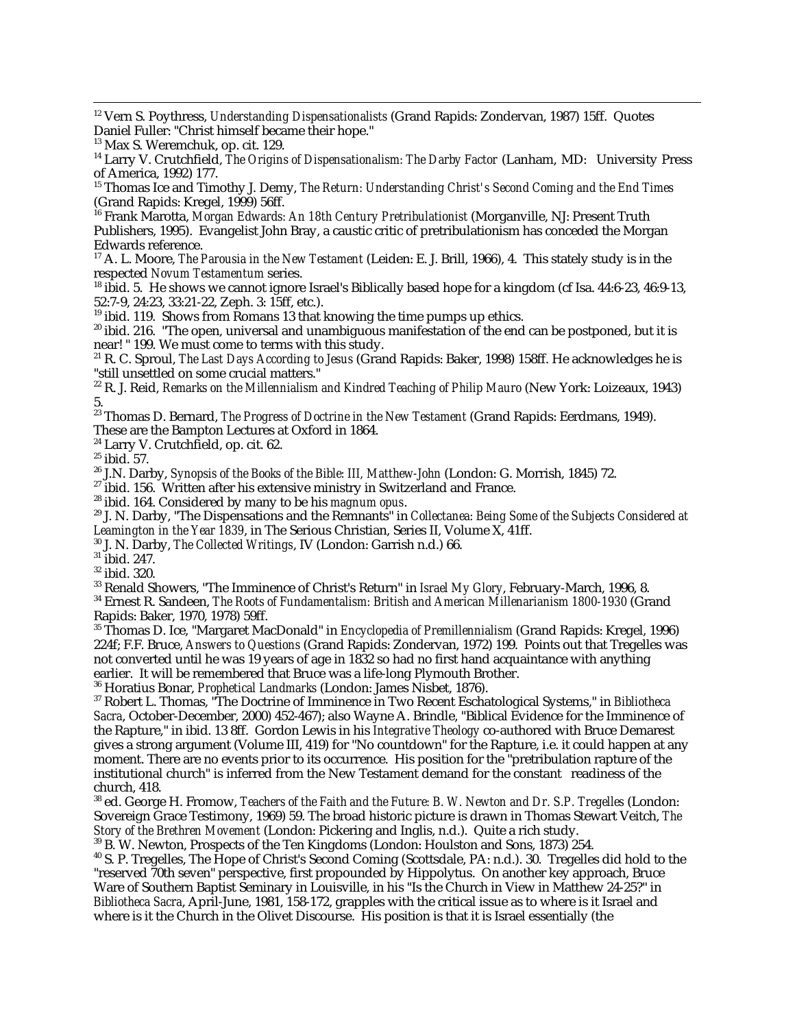[12] Vern S. Poythress, *Understanding Dispensationalists* (Grand Rapids: Zondervan, 1987) 15ff. Quotes Daniel Fuller: "Christ himself became their hope."

[13] Max S. Weremchuk, op. cit. 129.

[14] Larry V. Crutchfield, *The Origins of Dispensationalism: The Darby Factor* (Lanham, MD: University Press of America, 1992) 177.

[15] Thomas Ice and Timothy J. Demy, *The Return: Understanding Christ's Second Coming and the End Times* (Grand Rapids: Kregel, 1999) 56ff.

[16] Frank Marotta, *Morgan Edwards: An 18th Century Pretribulationist* (Morganville, NJ: Present Truth Publishers, 1995). Evangelist John Bray, a caustic critic of pretribulationism has conceded the Morgan Edwards reference.

[17] A. L. Moore, *The Parousia in the New Testament* (Leiden: E. J. Brill, 1966), 4. This stately study is in the respected *Novum Testamentum* series.

[18] ibid. 5. He shows we cannot ignore Israel's Biblically based hope for a kingdom (cf Isa. 44:6-23, 46:9-13, 52:7-9, 24:23, 33:21-22, Zeph. 3: 15ff, etc.).

[19] ibid. 119. Shows from Romans 13 that knowing the time pumps up ethics.

[20] ibid. 216. "The open, universal and unambiguous manifestation of the end can be postponed, but it is near! " 199. We must come to terms with this study.

[21] R. C. Sproul, *The Last Days According to Jesus* (Grand Rapids: Baker, 1998) 158ff. He acknowledges he is "still unsettled on some crucial matters."

[22] R. J. Reid, *Remarks on the Millennialism and Kindred Teaching of Philip Mauro* (New York: Loizeaux, 1943) 5.

[23] Thomas D. Bernard, *The Progress of Doctrine in the New Testament* (Grand Rapids: Eerdmans, 1949). These are the Bampton Lectures at Oxford in 1864.

[24] Larry V. Crutchfield, op. cit. 62.

[25] ibid. 57.

[26] J.N. Darby, *Synopsis of the Books of the Bible: III, Matthew-John* (London: G. Morrish, 1845) 72.

[27] ibid. 156. Written after his extensive ministry in Switzerland and France.

[28] ibid. 164. Considered by many to be his *magnum opus*.

[29] J. N. Darby, "The Dispensations and the Remnants" in *Collectanea: Being Some of the Subjects Considered at Leamington in the Year 1839*, in The Serious Christian, Series II, Volume X, 41ff.

[30] J. N. Darby, *The Collected Writings*, IV (London: Garrish n.d.) 66.

[31] ibid. 247.

[32] ibid. 320.

[33] Renald Showers, "The Imminence of Christ's Return" in *Israel My Glory*, February-March, 1996, 8.

[34] Ernest R. Sandeen, *The Roots of Fundamentalism: British and American Millenarianism 1800-1930* (Grand Rapids: Baker, 1970, 1978) 59ff.

[35] Thomas D. Ice, "Margaret MacDonald" in *Encyclopedia of Premillennialism* (Grand Rapids: Kregel, 1996) 224f; F.F. Bruce, *Answers to Questions* (Grand Rapids: Zondervan, 1972) 199. Points out that Tregelles was not converted until he was 19 years of age in 1832 so had no first hand acquaintance with anything earlier. It will be remembered that Bruce was a life-long Plymouth Brother.

[36] Horatius Bonar, *Prophetical Landmarks* (London: James Nisbet, 1876).

[37] Robert L. Thomas, "The Doctrine of Imminence in Two Recent Eschatological Systems," in *Bibliotheca Sacra*, October-December, 2000) 452-467); also Wayne A. Brindle, "Biblical Evidence for the Imminence of the Rapture," in ibid. 13 8ff. Gordon Lewis in his *Integrative Theology* co-authored with Bruce Demarest gives a strong argument (Volume III, 419) for "No countdown" for the Rapture, i.e. it could happen at any moment. There are no events prior to its occurrence. His position for the "pretribulation rapture of the institutional church" is inferred from the New Testament demand for the constant readiness of the church, 418.

[38] ed. George H. Fromow, *Teachers of the Faith and the Future: B. W. Newton and Dr. S.P. Tregelles* (London: Sovereign Grace Testimony, 1969) 59. The broad historic picture is drawn in Thomas Stewart Veitch, *The Story of the Brethren Movement* (London: Pickering and Inglis, n.d.). Quite a rich study.

[39] B. W. Newton, Prospects of the Ten Kingdoms (London: Houlston and Sons, 1873) 254.

[40] S. P. Tregelles, The Hope of Christ's Second Coming (Scottsdale, PA: n.d.). 30. Tregelles did hold to the "reserved 70th seven" perspective, first propounded by Hippolytus. On another key approach, Bruce Ware of Southern Baptist Seminary in Louisville, in his "Is the Church in View in Matthew 24-25?" in *Bibliotheca Sacra*, April-June, 1981, 158-172, grapples with the critical issue as to where is it Israel and where is it the Church in the Olivet Discourse. His position is that it is Israel essentially (the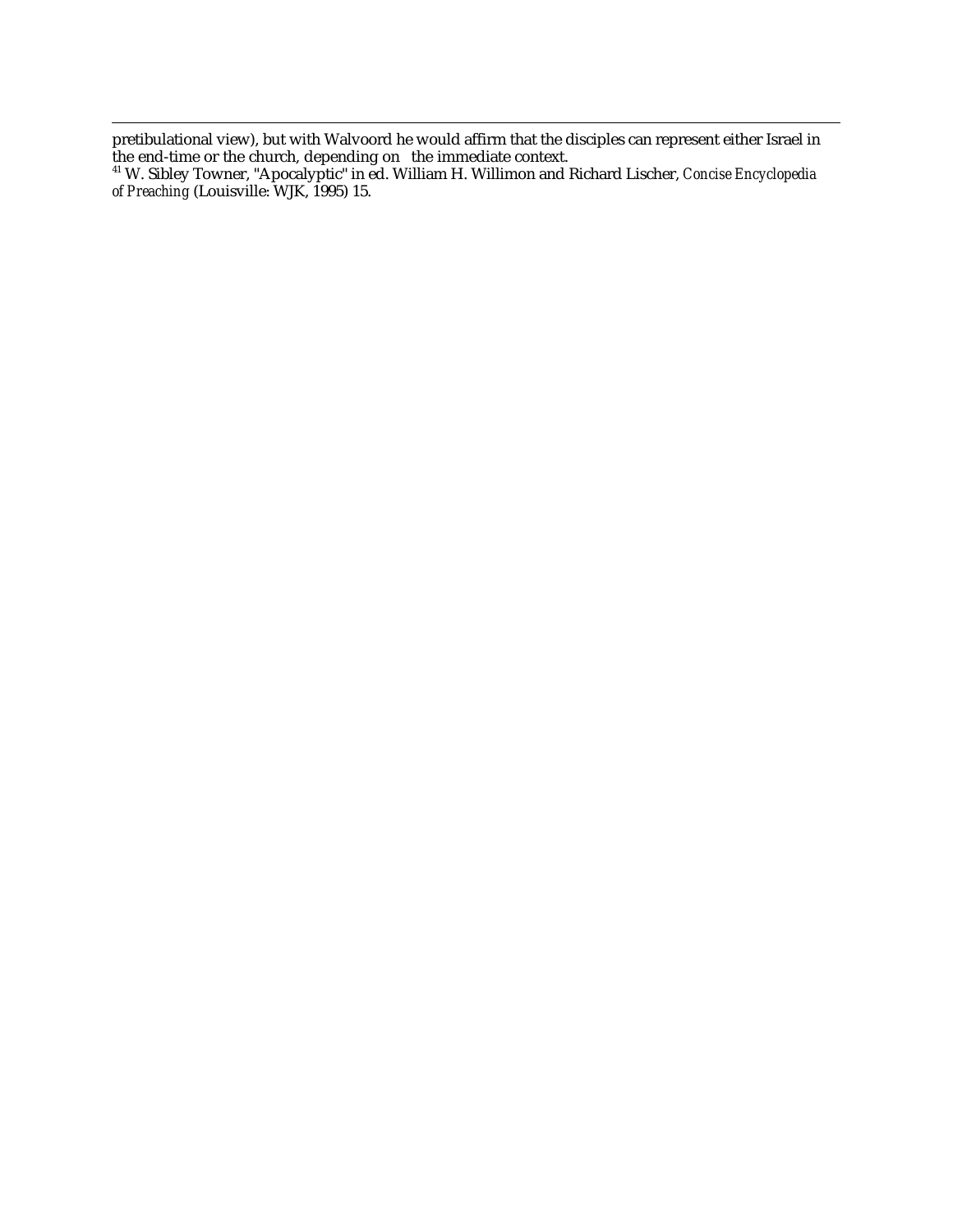pretibulational view), but with Walvoord he would affirm that the disciples can represent either Israel in the end-time or the church, depending on the immediate context.

[41] W. Sibley Towner, "Apocalyptic" in ed. William H. Willimon and Richard Lischer, *Concise Encyclopedia of Preaching* (Louisville: WJK, 1995) 15.